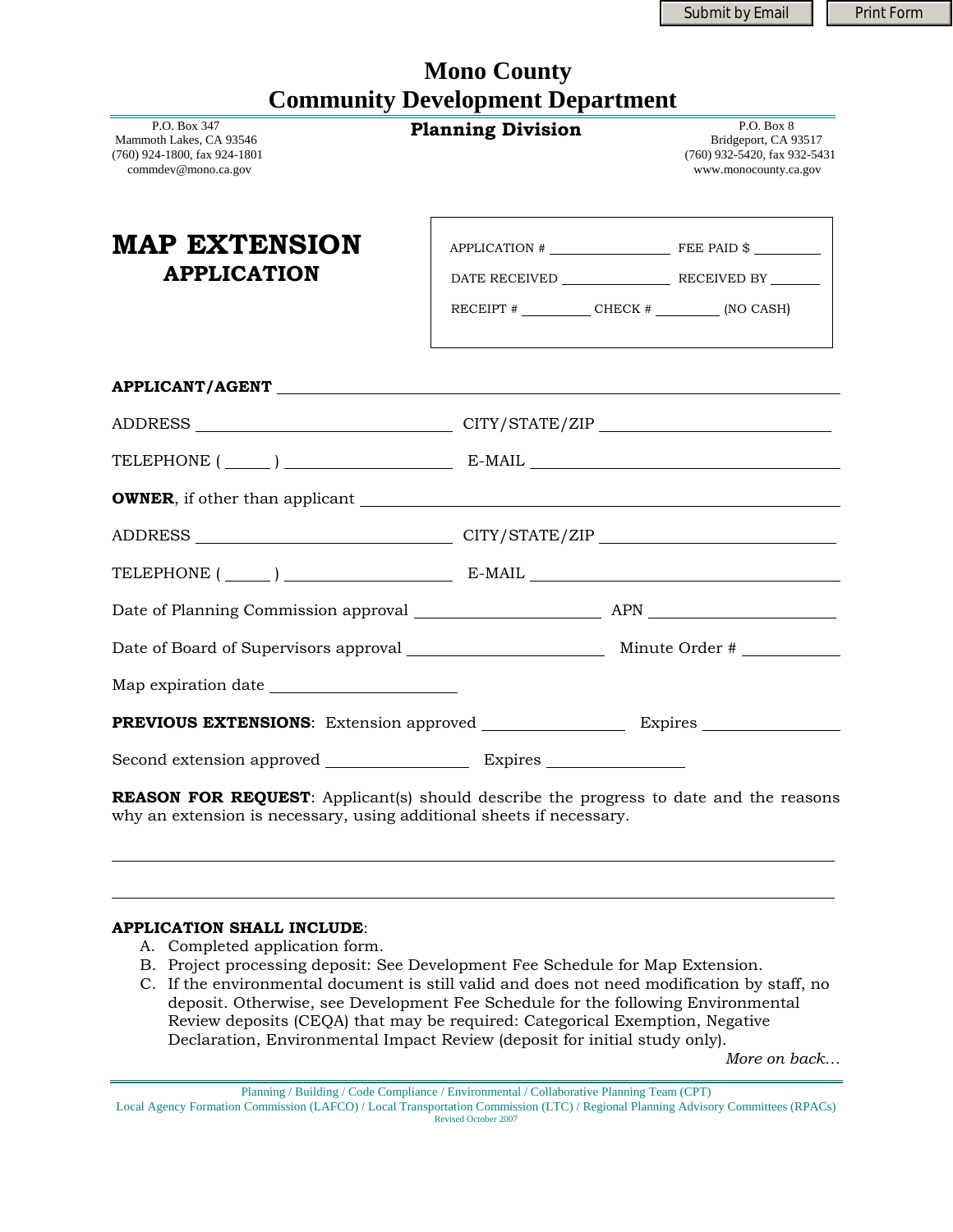# Mono County
# Community Development Department

**Planning Division**

P.O. Box 347
Mammoth Lakes, CA 93546
(760) 924-1800, fax 924-1801
commdev@mono.ca.gov

P.O. Box 8
Bridgeport, CA 93517
(760) 932-5420, fax 932-5431
www.monocounty.ca.gov

## MAP EXTENSION
### APPLICATION

APPLICATION # ______________ FEE PAID $ ________

DATE RECEIVED ______________ RECEIVED BY ______

RECEIPT # ________ CHECK # ________ (NO CASH)

**APPLICANT/AGENT** ________________________________________

ADDRESS ____________________ CITY/STATE/ZIP ____________________

TELEPHONE ( _____ ) ______________ E-MAIL ____________________

**OWNER**, if other than applicant ________________________________

ADDRESS ____________________ CITY/STATE/ZIP ____________________

TELEPHONE ( _____ ) ______________ E-MAIL ____________________

Date of Planning Commission approval ________________ APN ________________

Date of Board of Supervisors approval ________________ Minute Order # __________

Map expiration date ________________

**PREVIOUS EXTENSIONS**: Extension approved ______________ Expires ______________

Second extension approved ______________ Expires ______________

**REASON FOR REQUEST**: Applicant(s) should describe the progress to date and the reasons why an extension is necessary, using additional sheets if necessary.

________________________________________________________________

________________________________________________________________

**APPLICATION SHALL INCLUDE**:

A. Completed application form.
B. Project processing deposit: See Development Fee Schedule for Map Extension.
C. If the environmental document is still valid and does not need modification by staff, no deposit. Otherwise, see Development Fee Schedule for the following Environmental Review deposits (CEQA) that may be required: Categorical Exemption, Negative Declaration, Environmental Impact Review (deposit for initial study only).

*More on back…*

Planning / Building / Code Compliance / Environmental / Collaborative Planning Team (CPT)
Local Agency Formation Commission (LAFCO) / Local Transportation Commission (LTC) / Regional Planning Advisory Committees (RPACs)
Revised October 2007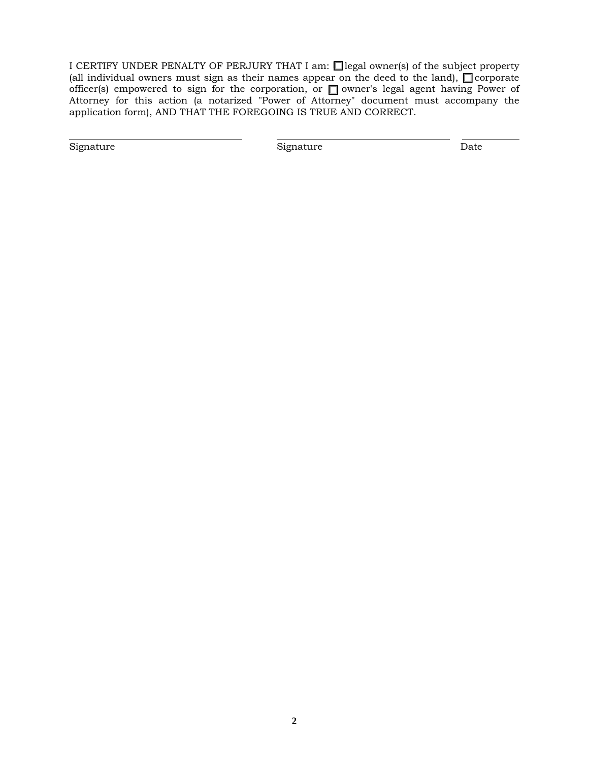I CERTIFY UNDER PENALTY OF PERJURY THAT I am: ☐ legal owner(s) of the subject property (all individual owners must sign as their names appear on the deed to the land), ☐ corporate officer(s) empowered to sign for the corporation, or ☐ owner's legal agent having Power of Attorney for this action (a notarized "Power of Attorney" document must accompany the application form), AND THAT THE FOREGOING IS TRUE AND CORRECT.

| | | |
|---|---|---|
| \_\_\_\_\_\_\_\_\_\_\_\_\_\_\_\_\_\_\_\_\_\_\_\_\_\_\_\_\_\_ | \_\_\_\_\_\_\_\_\_\_\_\_\_\_\_\_\_\_\_\_\_\_\_\_\_\_\_\_\_\_ | \_\_\_\_\_\_\_\_\_\_ |
| Signature | Signature | Date |